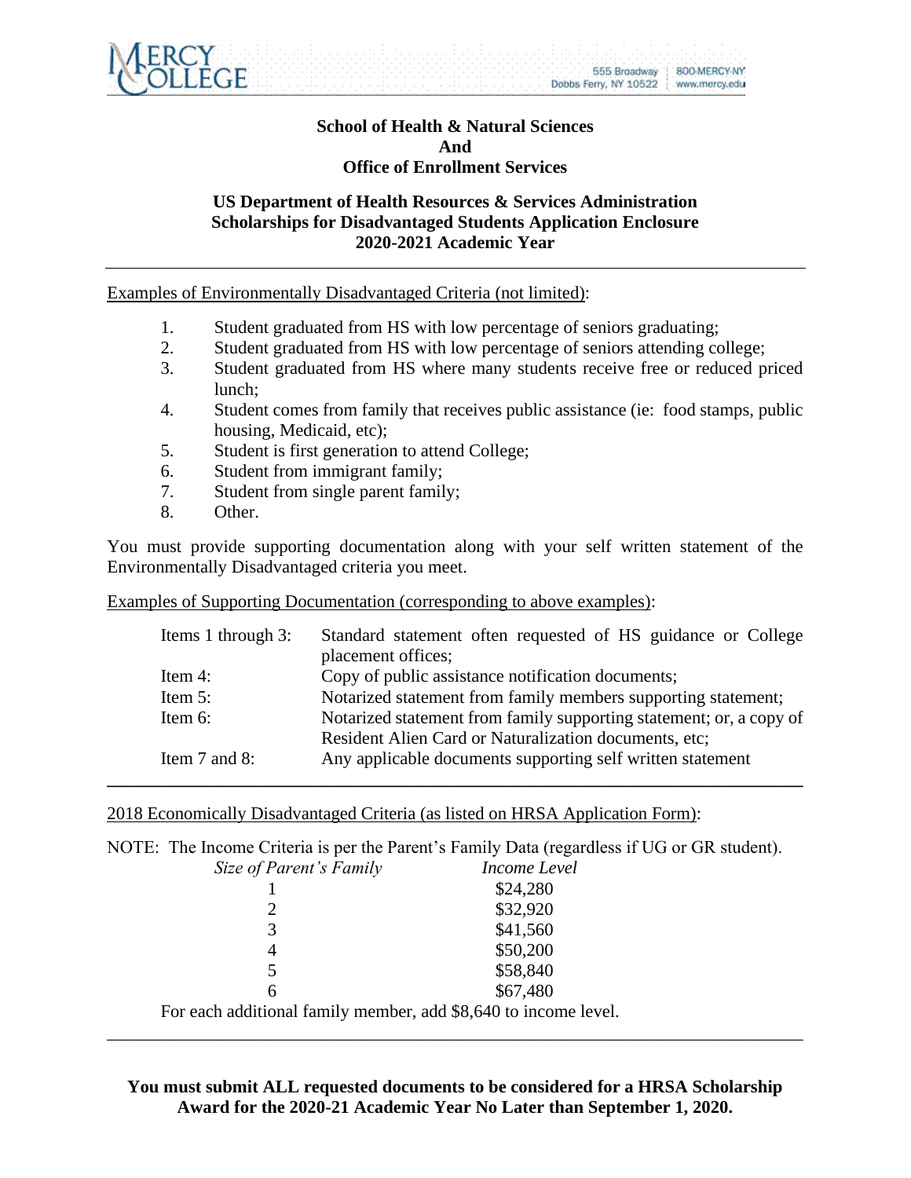**School of Health & Natural Sciences**
**And**
**Office of Enrollment Services**

**US Department of Health Resources & Services Administration**
**Scholarships for Disadvantaged Students Application Enclosure**
**2020-2021 Academic Year**

---

Examples of Environmentally Disadvantaged Criteria (not limited):

1. Student graduated from HS with low percentage of seniors graduating;
2. Student graduated from HS with low percentage of seniors attending college;
3. Student graduated from HS where many students receive free or reduced priced lunch;
4. Student comes from family that receives public assistance (ie: food stamps, public housing, Medicaid, etc);
5. Student is first generation to attend College;
6. Student from immigrant family;
7. Student from single parent family;
8. Other.

You must provide supporting documentation along with your self written statement of the Environmentally Disadvantaged criteria you meet.

Examples of Supporting Documentation (corresponding to above examples):

| | |
|---|---|
| Items 1 through 3: | Standard statement often requested of HS guidance or College placement offices; |
| Item 4: | Copy of public assistance notification documents; |
| Item 5: | Notarized statement from family members supporting statement; |
| Item 6: | Notarized statement from family supporting statement; or, a copy of Resident Alien Card or Naturalization documents, etc; |
| Item 7 and 8: | Any applicable documents supporting self written statement |

---

2018 Economically Disadvantaged Criteria (as listed on HRSA Application Form):

NOTE: The Income Criteria is per the Parent's Family Data (regardless if UG or GR student).

| *Size of Parent's Family* | *Income Level* |
|---|---|
| 1 | $24,280 |
| 2 | $32,920 |
| 3 | $41,560 |
| 4 | $50,200 |
| 5 | $58,840 |
| 6 | $67,480 |

For each additional family member, add $8,640 to income level.

---

**You must submit ALL requested documents to be considered for a HRSA Scholarship Award for the 2020-21 Academic Year No Later than September 1, 2020.**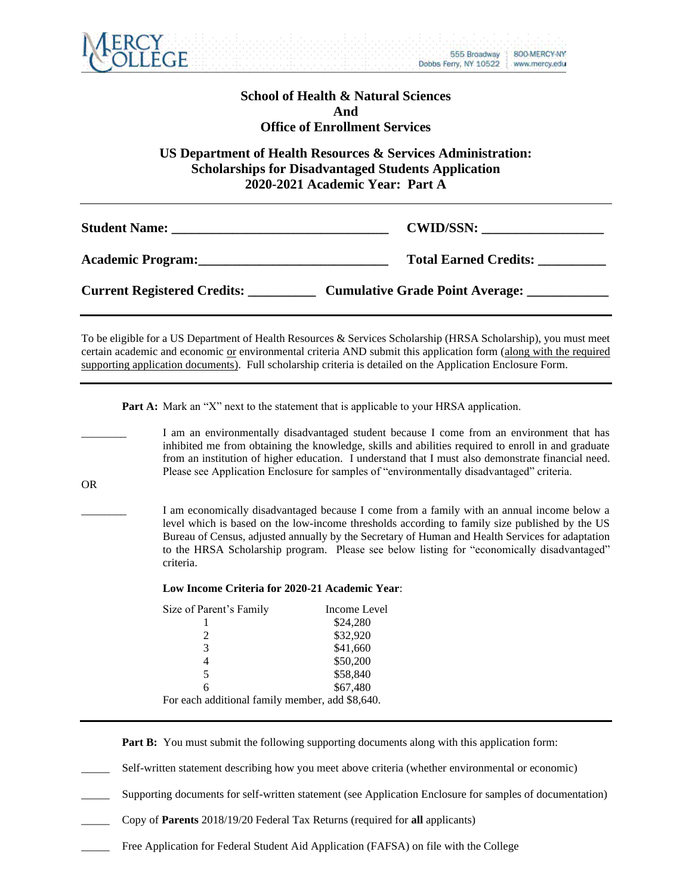**School of Health & Natural Sciences**
**And**
**Office of Enrollment Services**

**US Department of Health Resources & Services Administration:**
**Scholarships for Disadvantaged Students Application**
**2020-2021 Academic Year: Part A**

---

**Student Name:** ________________________________ **CWID/SSN:** __________________

**Academic Program:**____________________________ **Total Earned Credits:** __________

**Current Registered Credits:** __________ **Cumulative Grade Point Average:** ____________

---

To be eligible for a US Department of Health Resources & Services Scholarship (HRSA Scholarship), you must meet certain academic and economic or environmental criteria AND submit this application form (along with the required supporting application documents). Full scholarship criteria is detailed on the Application Enclosure Form.

---

**Part A:** Mark an "X" next to the statement that is applicable to your HRSA application.

________ I am an environmentally disadvantaged student because I come from an environment that has inhibited me from obtaining the knowledge, skills and abilities required to enroll in and graduate from an institution of higher education. I understand that I must also demonstrate financial need. Please see Application Enclosure for samples of "environmentally disadvantaged" criteria.

OR

________ I am economically disadvantaged because I come from a family with an annual income below a level which is based on the low-income thresholds according to family size published by the US Bureau of Census, adjusted annually by the Secretary of Human and Health Services for adaptation to the HRSA Scholarship program. Please see below listing for "economically disadvantaged" criteria.

**Low Income Criteria for 2020-21 Academic Year**:

| Size of Parent's Family | Income Level |
|---|---|
| 1 | $24,280 |
| 2 | $32,920 |
| 3 | $41,660 |
| 4 | $50,200 |
| 5 | $58,840 |
| 6 | $67,480 |

For each additional family member, add $8,640.

---

**Part B:** You must submit the following supporting documents along with this application form:

_____ Self-written statement describing how you meet above criteria (whether environmental or economic)

_____ Supporting documents for self-written statement (see Application Enclosure for samples of documentation)

_____ Copy of **Parents** 2018/19/20 Federal Tax Returns (required for **all** applicants)

_____ Free Application for Federal Student Aid Application (FAFSA) on file with the College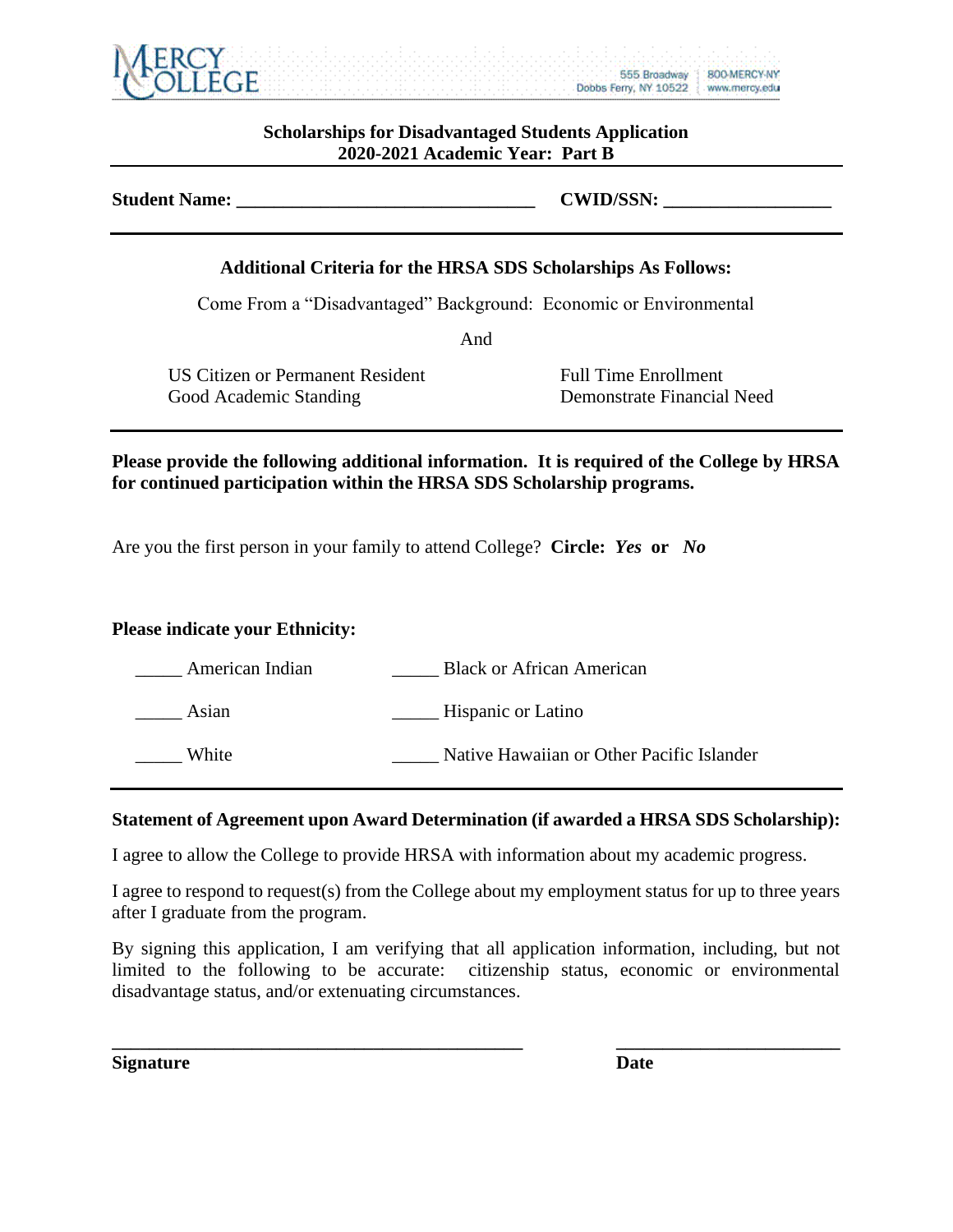MERCY COLLEGE

555 Broadway
Dobbs Ferry, NY 10522

800-MERCY-NY
www.mercy.edu

**Scholarships for Disadvantaged Students Application**
**2020-2021 Academic Year: Part B**

**Student Name: \_\_\_\_\_\_\_\_\_\_\_\_\_\_\_\_\_\_\_\_\_\_\_\_\_\_\_\_\_\_\_\_ CWID/SSN: \_\_\_\_\_\_\_\_\_\_\_\_\_\_\_\_\_\_**

**Additional Criteria for the HRSA SDS Scholarships As Follows:**

Come From a "Disadvantaged" Background: Economic or Environmental

And

US Citizen or Permanent Resident
Good Academic Standing
Full Time Enrollment
Demonstrate Financial Need

**Please provide the following additional information. It is required of the College by HRSA for continued participation within the HRSA SDS Scholarship programs.**

Are you the first person in your family to attend College? **Circle:** ***Yes*** **or** ***No***

**Please indicate your Ethnicity:**

\_\_\_\_\_ American Indian

\_\_\_\_\_ Black or African American

\_\_\_\_\_ Asian

\_\_\_\_\_ Hispanic or Latino

\_\_\_\_\_ White

\_\_\_\_\_ Native Hawaiian or Other Pacific Islander

**Statement of Agreement upon Award Determination (if awarded a HRSA SDS Scholarship):**

I agree to allow the College to provide HRSA with information about my academic progress.

I agree to respond to request(s) from the College about my employment status for up to three years after I graduate from the program.

By signing this application, I am verifying that all application information, including, but not limited to the following to be accurate: citizenship status, economic or environmental disadvantage status, and/or extenuating circumstances.

\_\_\_\_\_\_\_\_\_\_\_\_\_\_\_\_\_\_\_\_\_\_\_\_\_\_\_\_\_\_\_\_\_\_\_\_\_\_\_\_\_\_\_\_\_ \_\_\_\_\_\_\_\_\_\_\_\_\_\_\_\_\_\_\_\_\_\_\_\_\_
**Signature** **Date**